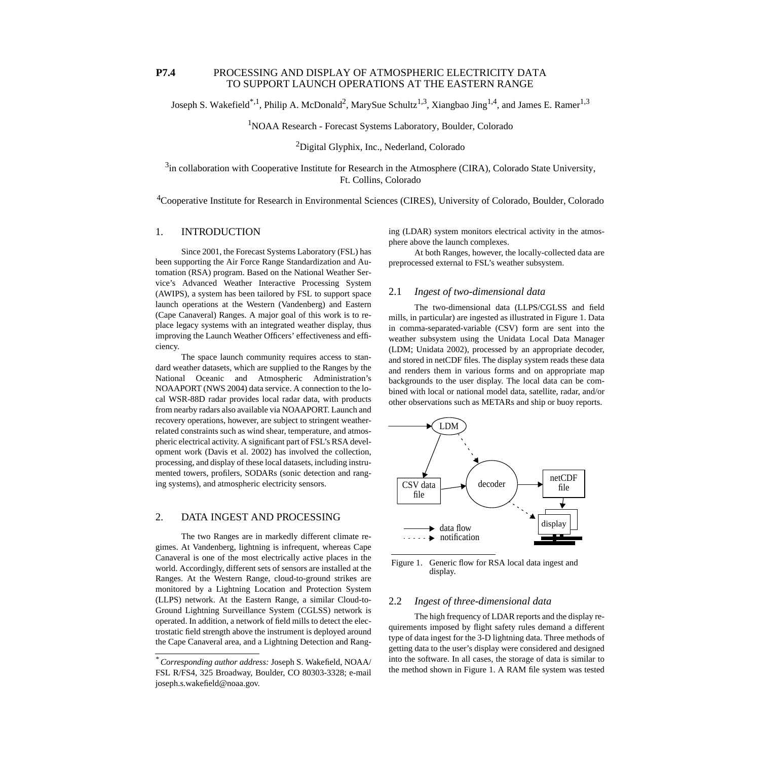# P7.4 PROCESSING AND DISPLAY OF ATMOSPHERIC ELECTRICITY DATA TO SUPPORT LAUNCH OPERATIONS AT THE EASTERN RANGE

Joseph S. Wakefield[*,1], Philip A. McDonald[2], MarySue Schultz[1,3], Xiangbao Jing[1,4], and James E. Ramer[1,3]

[1]NOAA Research - Forecast Systems Laboratory, Boulder, Colorado

[2]Digital Glyphix, Inc., Nederland, Colorado

[3]in collaboration with Cooperative Institute for Research in the Atmosphere (CIRA), Colorado State University, Ft. Collins, Colorado

[4]Cooperative Institute for Research in Environmental Sciences (CIRES), University of Colorado, Boulder, Colorado

## 1. INTRODUCTION

Since 2001, the Forecast Systems Laboratory (FSL) has been supporting the Air Force Range Standardization and Automation (RSA) program. Based on the National Weather Service's Advanced Weather Interactive Processing System (AWIPS), a system has been tailored by FSL to support space launch operations at the Western (Vandenberg) and Eastern (Cape Canaveral) Ranges. A major goal of this work is to replace legacy systems with an integrated weather display, thus improving the Launch Weather Officers' effectiveness and efficiency.

The space launch community requires access to standard weather datasets, which are supplied to the Ranges by the National Oceanic and Atmospheric Administration's NOAAPORT (NWS 2004) data service. A connection to the local WSR-88D radar provides local radar data, with products from nearby radars also available via NOAAPORT. Launch and recovery operations, however, are subject to stringent weather-related constraints such as wind shear, temperature, and atmospheric electrical activity. A significant part of FSL's RSA development work (Davis et al. 2002) has involved the collection, processing, and display of these local datasets, including instrumented towers, profilers, SODARs (sonic detection and ranging systems), and atmospheric electricity sensors.

## 2. DATA INGEST AND PROCESSING

The two Ranges are in markedly different climate regimes. At Vandenberg, lightning is infrequent, whereas Cape Canaveral is one of the most electrically active places in the world. Accordingly, different sets of sensors are installed at the Ranges. At the Western Range, cloud-to-ground strikes are monitored by a Lightning Location and Protection System (LLPS) network. At the Eastern Range, a similar Cloud-to-Ground Lightning Surveillance System (CGLSS) network is operated. In addition, a network of field mills to detect the electrostatic field strength above the instrument is deployed around the Cape Canaveral area, and a Lightning Detection and Ranging (LDAR) system monitors electrical activity in the atmosphere above the launch complexes.

At both Ranges, however, the locally-collected data are preprocessed external to FSL's weather subsystem.

### 2.1 *Ingest of two-dimensional data*

The two-dimensional data (LLPS/CGLSS and field mills, in particular) are ingested as illustrated in Figure 1. Data in comma-separated-variable (CSV) form are sent into the weather subsystem using the Unidata Local Data Manager (LDM; Unidata 2002), processed by an appropriate decoder, and stored in netCDF files. The display system reads these data and renders them in various forms and on appropriate map backgrounds to the user display. The local data can be combined with local or national model data, satellite, radar, and/or other observations such as METARs and ship or buoy reports.

Figure 1. Generic flow for RSA local data ingest and display.

### 2.2 *Ingest of three-dimensional data*

The high frequency of LDAR reports and the display requirements imposed by flight safety rules demand a different type of data ingest for the 3-D lightning data. Three methods of getting data to the user's display were considered and designed into the software. In all cases, the storage of data is similar to the method shown in Figure 1. A RAM file system was tested

---

[*] *Corresponding author address:* Joseph S. Wakefield, NOAA/FSL R/FS4, 325 Broadway, Boulder, CO 80303-3328; e-mail joseph.s.wakefield@noaa.gov.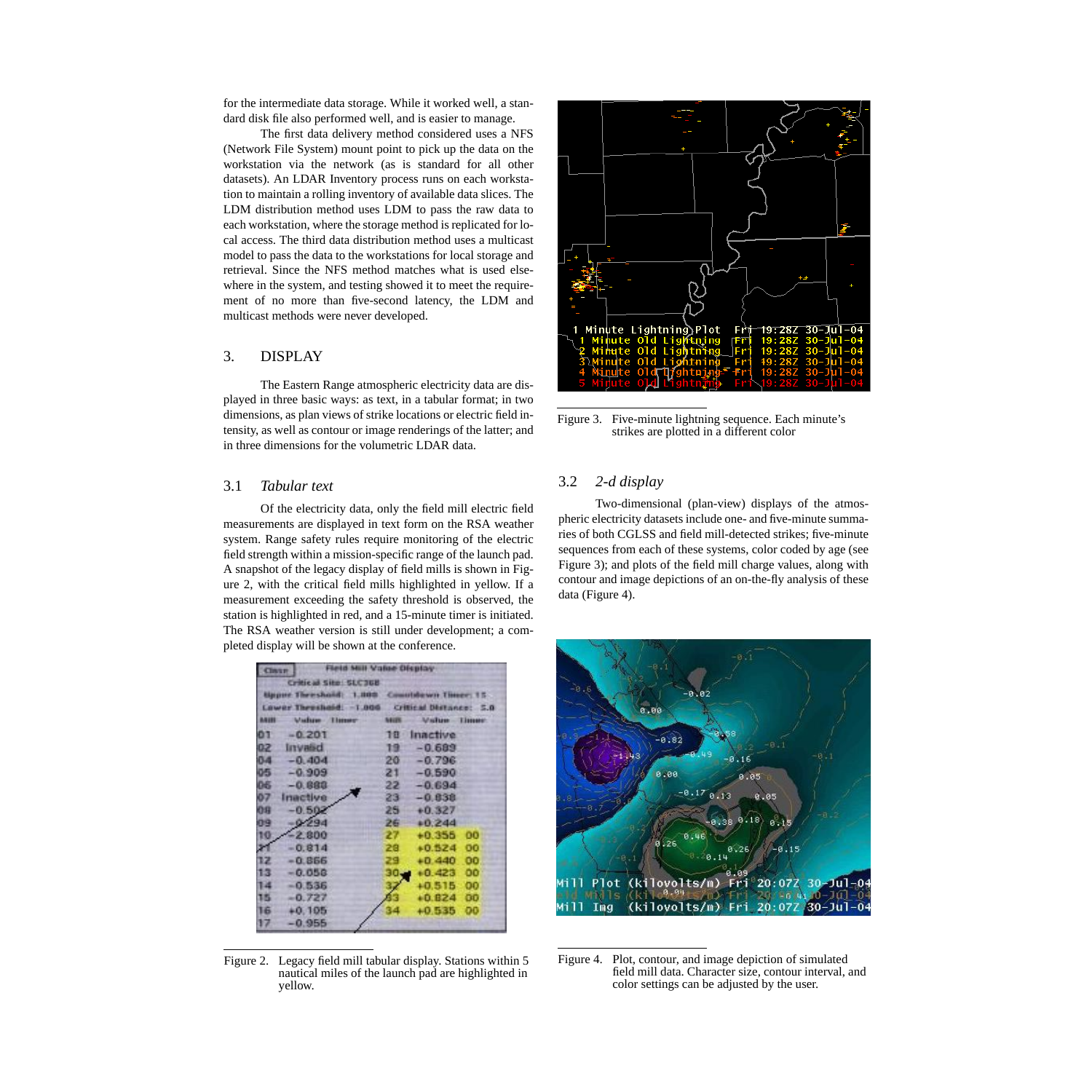for the intermediate data storage. While it worked well, a standard disk file also performed well, and is easier to manage.

The first data delivery method considered uses a NFS (Network File System) mount point to pick up the data on the workstation via the network (as is standard for all other datasets). An LDAR Inventory process runs on each workstation to maintain a rolling inventory of available data slices. The LDM distribution method uses LDM to pass the raw data to each workstation, where the storage method is replicated for local access. The third data distribution method uses a multicast model to pass the data to the workstations for local storage and retrieval. Since the NFS method matches what is used elsewhere in the system, and testing showed it to meet the requirement of no more than five-second latency, the LDM and multicast methods were never developed.

## 3. DISPLAY

The Eastern Range atmospheric electricity data are displayed in three basic ways: as text, in a tabular format; in two dimensions, as plan views of strike locations or electric field intensity, as well as contour or image renderings of the latter; and in three dimensions for the volumetric LDAR data.

### 3.1 *Tabular text*

Of the electricity data, only the field mill electric field measurements are displayed in text form on the RSA weather system. Range safety rules require monitoring of the electric field strength within a mission-specific range of the launch pad. A snapshot of the legacy display of field mills is shown in Figure 2, with the critical field mills highlighted in yellow. If a measurement exceeding the safety threshold is observed, the station is highlighted in red, and a 15-minute timer is initiated. The RSA weather version is still under development; a completed display will be shown at the conference.

Figure 2. Legacy field mill tabular display. Stations within 5 nautical miles of the launch pad are highlighted in yellow.

Figure 3. Five-minute lightning sequence. Each minute's strikes are plotted in a different color

### 3.2 *2-d display*

Two-dimensional (plan-view) displays of the atmospheric electricity datasets include one- and five-minute summaries of both CGLSS and field mill-detected strikes; five-minute sequences from each of these systems, color coded by age (see Figure 3); and plots of the field mill charge values, along with contour and image depictions of an on-the-fly analysis of these data (Figure 4).

Figure 4. Plot, contour, and image depiction of simulated field mill data. Character size, contour interval, and color settings can be adjusted by the user.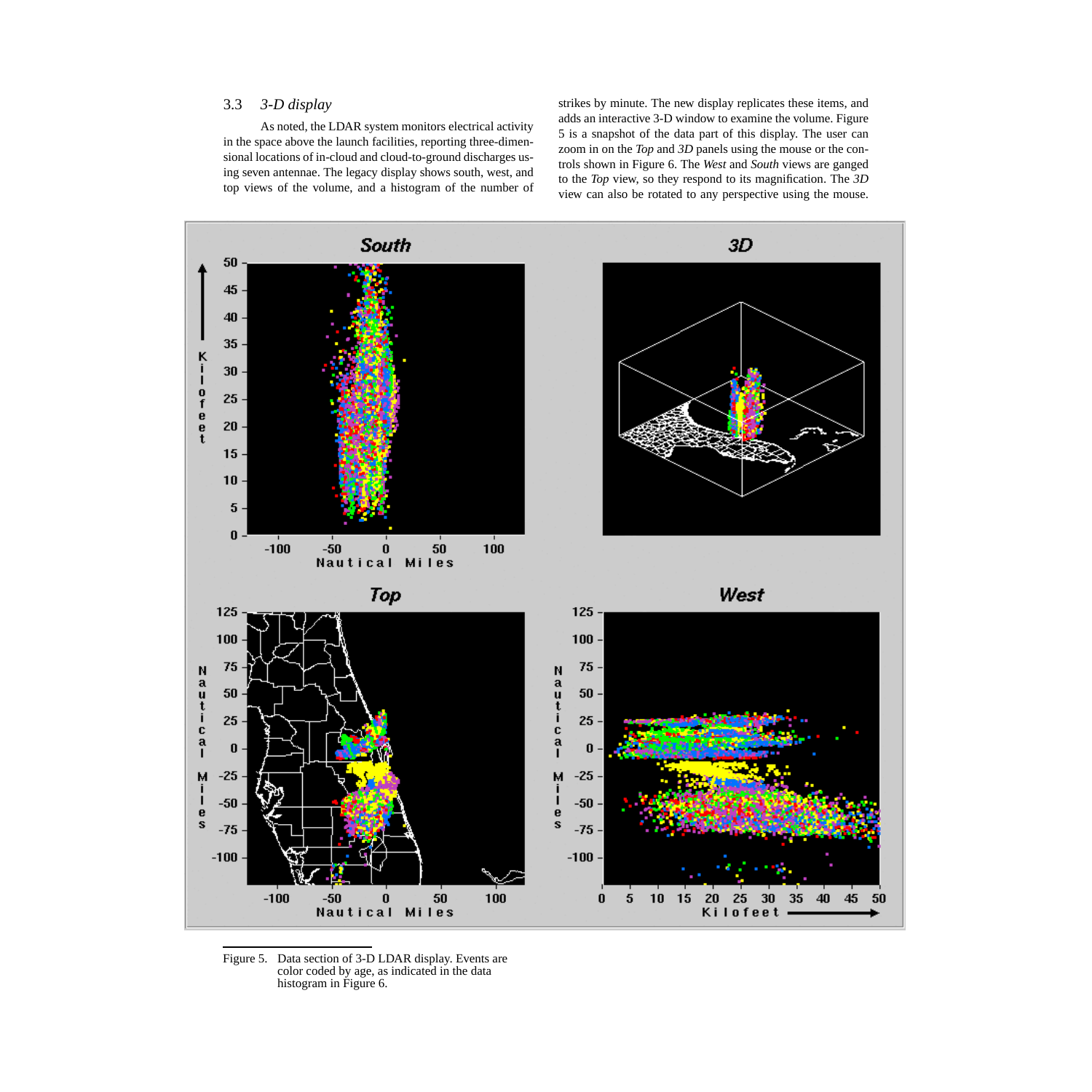### 3.3 *3-D display*

As noted, the LDAR system monitors electrical activity in the space above the launch facilities, reporting three-dimensional locations of in-cloud and cloud-to-ground discharges using seven antennae. The legacy display shows south, west, and top views of the volume, and a histogram of the number of strikes by minute. The new display replicates these items, and adds an interactive 3-D window to examine the volume. Figure 5 is a snapshot of the data part of this display. The user can zoom in on the *Top* and *3D* panels using the mouse or the controls shown in Figure 6. The *West* and *South* views are ganged to the *Top* view, so they respond to its magnification. The *3D* view can also be rotated to any perspective using the mouse.

Figure 5. Data section of 3-D LDAR display. Events are color coded by age, as indicated in the data histogram in Figure 6.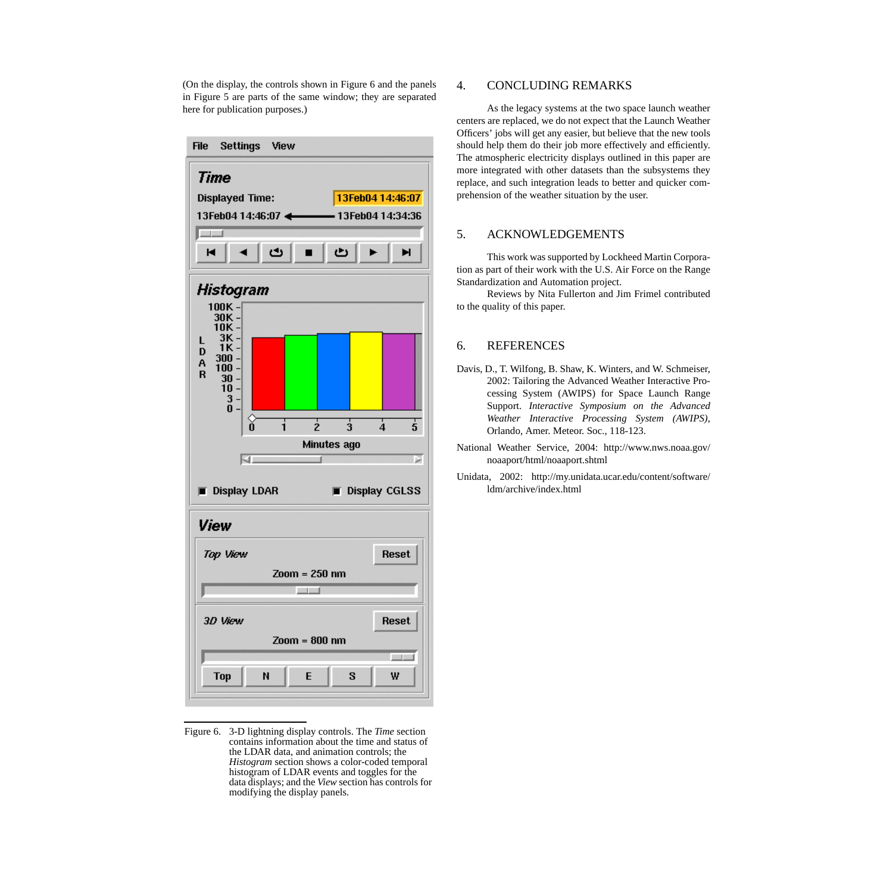(On the display, the controls shown in Figure 6 and the panels in Figure 5 are parts of the same window; they are separated here for publication purposes.)

File Settings View

Time

Displayed Time: 13Feb04 14:46:07

13Feb04 14:46:07 ← 13Feb04 14:34:36

Histogram

100K
30K
10K
3K
1K
300
100
30
10
3
0

LDAR

0 1 2 3 4 5

Minutes ago

Display LDAR Display CGLSS

View

Top View Reset

Zoom = 250 nm

3D View Reset

Zoom = 800 nm

Top N E S W

Figure 6. 3-D lightning display controls. The *Time* section contains information about the time and status of the LDAR data, and animation controls; the *Histogram* section shows a color-coded temporal histogram of LDAR events and toggles for the data displays; and the *View* section has controls for modifying the display panels.

## 4. CONCLUDING REMARKS

As the legacy systems at the two space launch weather centers are replaced, we do not expect that the Launch Weather Officers' jobs will get any easier, but believe that the new tools should help them do their job more effectively and efficiently. The atmospheric electricity displays outlined in this paper are more integrated with other datasets than the subsystems they replace, and such integration leads to better and quicker comprehension of the weather situation by the user.

## 5. ACKNOWLEDGEMENTS

This work was supported by Lockheed Martin Corporation as part of their work with the U.S. Air Force on the Range Standardization and Automation project.

Reviews by Nita Fullerton and Jim Frimel contributed to the quality of this paper.

## 6. REFERENCES

Davis, D., T. Wilfong, B. Shaw, K. Winters, and W. Schmeiser, 2002: Tailoring the Advanced Weather Interactive Processing System (AWIPS) for Space Launch Range Support. *Interactive Symposium on the Advanced Weather Interactive Processing System (AWIPS)*, Orlando, Amer. Meteor. Soc., 118-123.

National Weather Service, 2004: http://www.nws.noaa.gov/noaaport/html/noaaport.shtml

Unidata, 2002: http://my.unidata.ucar.edu/content/software/ldm/archive/index.html